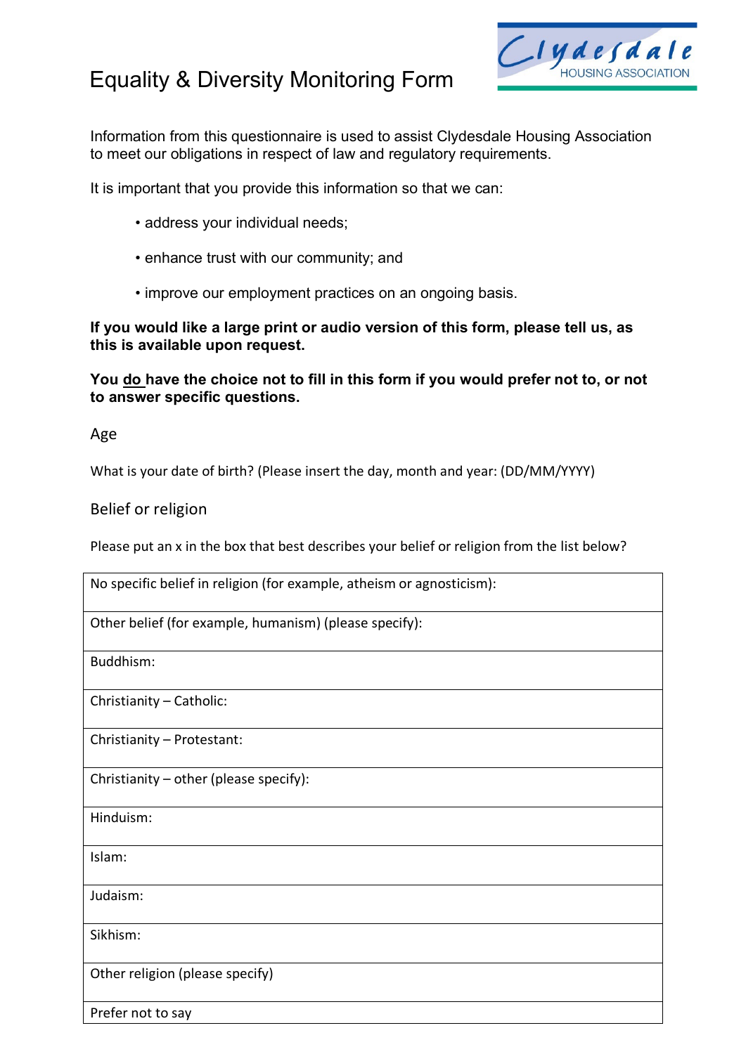# Equality & Diversity Monitoring Form

Clydesdale HOUSING ASSOCIATION

Information from this questionnaire is used to assist Clydesdale Housing Association to meet our obligations in respect of law and regulatory requirements.

It is important that you provide this information so that we can:

- address your individual needs;
- enhance trust with our community; and
- improve our employment practices on an ongoing basis.

**If you would like a large print or audio version of this form, please tell us, as this is available upon request.**

**You <u>do</u> have the choice not to fill in this form if you would prefer not to, or not to answer specific questions.**

## Age

What is your date of birth? (Please insert the day, month and year: (DD/MM/YYYY)

## Belief or religion

Please put an x in the box that best describes your belief or religion from the list below?

| |
|---|
| No specific belief in religion (for example, atheism or agnosticism): |
| Other belief (for example, humanism) (please specify): |
| Buddhism: |
| Christianity – Catholic: |
| Christianity – Protestant: |
| Christianity – other (please specify): |
| Hinduism: |
| Islam: |
| Judaism: |
| Sikhism: |
| Other religion (please specify) |
| Prefer not to say |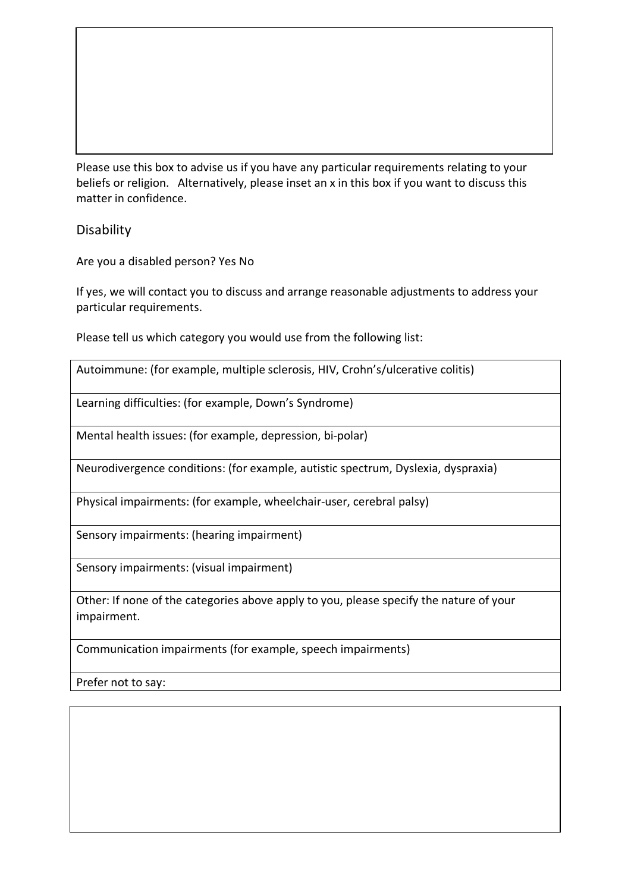Please use this box to advise us if you have any particular requirements relating to your beliefs or religion. Alternatively, please inset an x in this box if you want to discuss this matter in confidence.

## Disability

Are you a disabled person? Yes No

If yes, we will contact you to discuss and arrange reasonable adjustments to address your particular requirements.

Please tell us which category you would use from the following list:

| |
|---|
| Autoimmune: (for example, multiple sclerosis, HIV, Crohn's/ulcerative colitis) |
| Learning difficulties: (for example, Down's Syndrome) |
| Mental health issues: (for example, depression, bi-polar) |
| Neurodivergence conditions: (for example, autistic spectrum, Dyslexia, dyspraxia) |
| Physical impairments: (for example, wheelchair-user, cerebral palsy) |
| Sensory impairments: (hearing impairment) |
| Sensory impairments: (visual impairment) |
| Other: If none of the categories above apply to you, please specify the nature of your impairment. |
| Communication impairments (for example, speech impairments) |
| Prefer not to say: |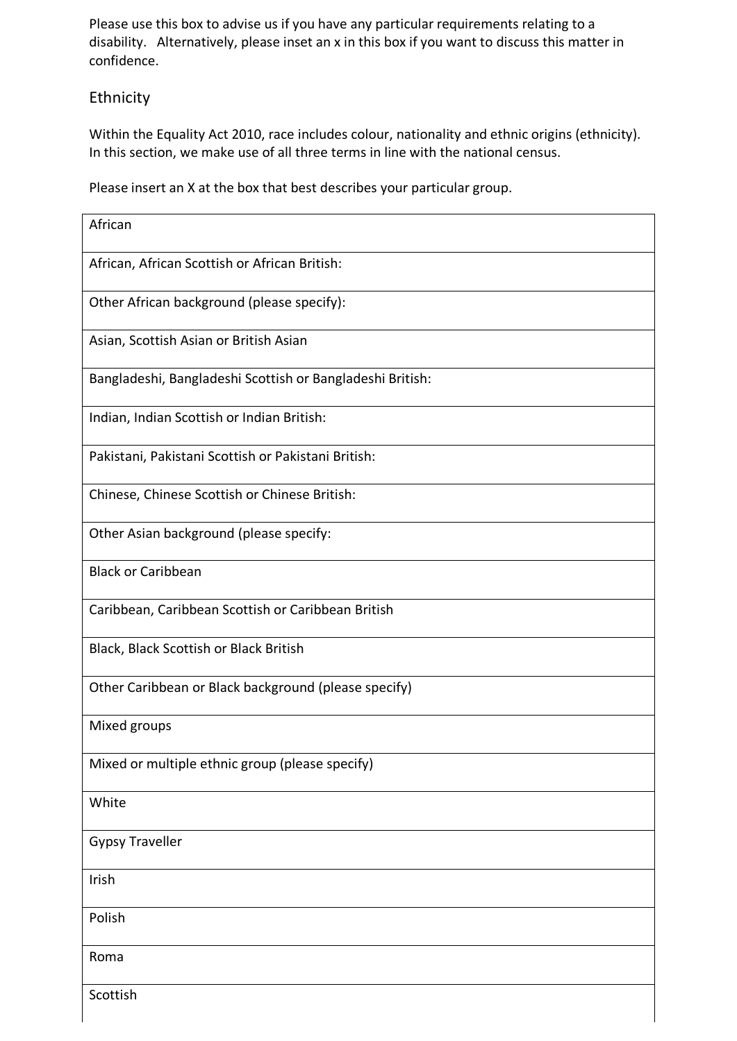Please use this box to advise us if you have any particular requirements relating to a disability.   Alternatively, please inset an x in this box if you want to discuss this matter in confidence.

## Ethnicity

Within the Equality Act 2010, race includes colour, nationality and ethnic origins (ethnicity). In this section, we make use of all three terms in line with the national census.

Please insert an X at the box that best describes your particular group.

| African |
|---|
| African, African Scottish or African British: |
| Other African background (please specify): |
| Asian, Scottish Asian or British Asian |
| Bangladeshi, Bangladeshi Scottish or Bangladeshi British: |
| Indian, Indian Scottish or Indian British: |
| Pakistani, Pakistani Scottish or Pakistani British: |
| Chinese, Chinese Scottish or Chinese British: |
| Other Asian background (please specify: |
| Black or Caribbean |
| Caribbean, Caribbean Scottish or Caribbean British |
| Black, Black Scottish or Black British |
| Other Caribbean or Black background (please specify) |
| Mixed groups |
| Mixed or multiple ethnic group (please specify) |
| White |
| Gypsy Traveller |
| Irish |
| Polish |
| Roma |
| Scottish |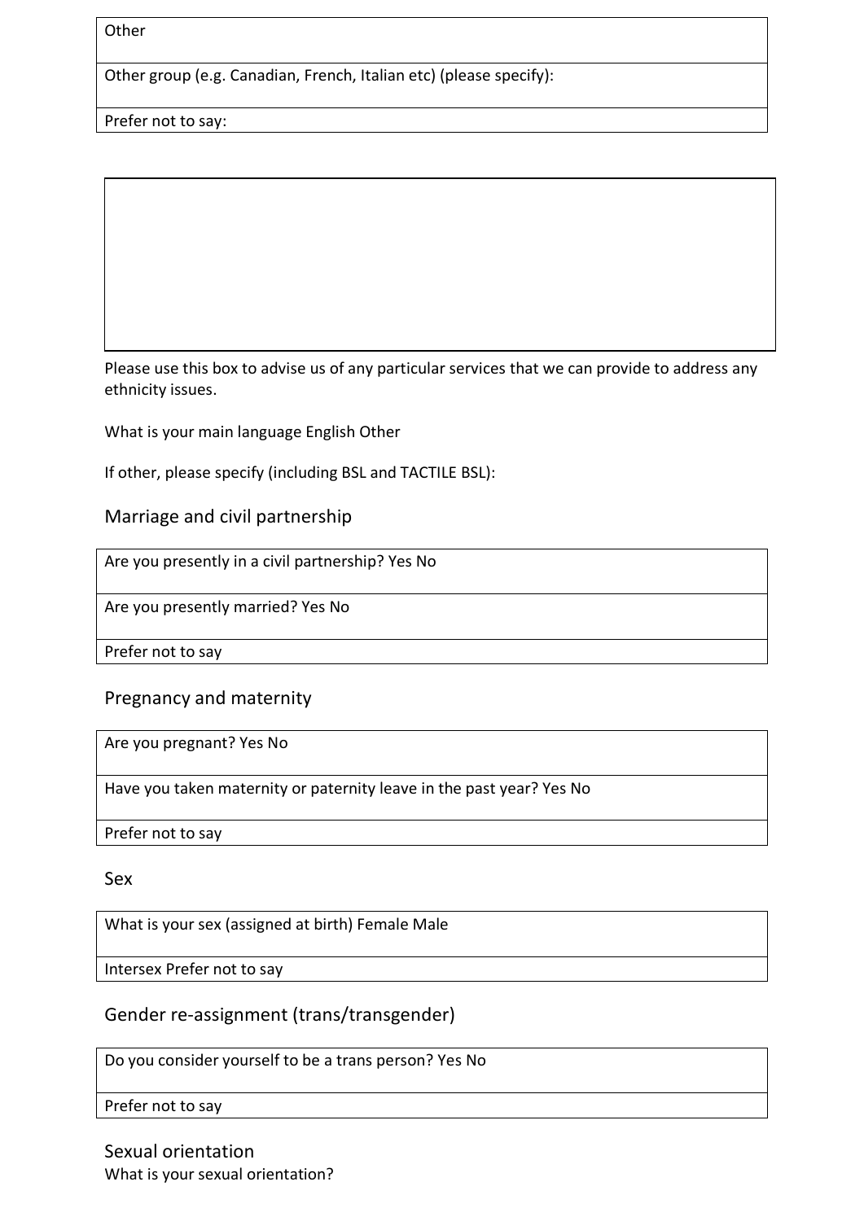| Other |
|---|
| Other group (e.g. Canadian, French, Italian etc) (please specify): |
| Prefer not to say: |

Please use this box to advise us of any particular services that we can provide to address any ethnicity issues.

What is your main language English Other

If other, please specify (including BSL and TACTILE BSL):

## Marriage and civil partnership

| Are you presently in a civil partnership? Yes No |
|---|
| Are you presently married? Yes No |
| Prefer not to say |

## Pregnancy and maternity

| Are you pregnant? Yes No |
|---|
| Have you taken maternity or paternity leave in the past year? Yes No |
| Prefer not to say |

## Sex

| What is your sex (assigned at birth) Female Male |
|---|
| Intersex Prefer not to say |

## Gender re-assignment (trans/transgender)

| Do you consider yourself to be a trans person? Yes No |
|---|
| Prefer not to say |

## Sexual orientation

What is your sexual orientation?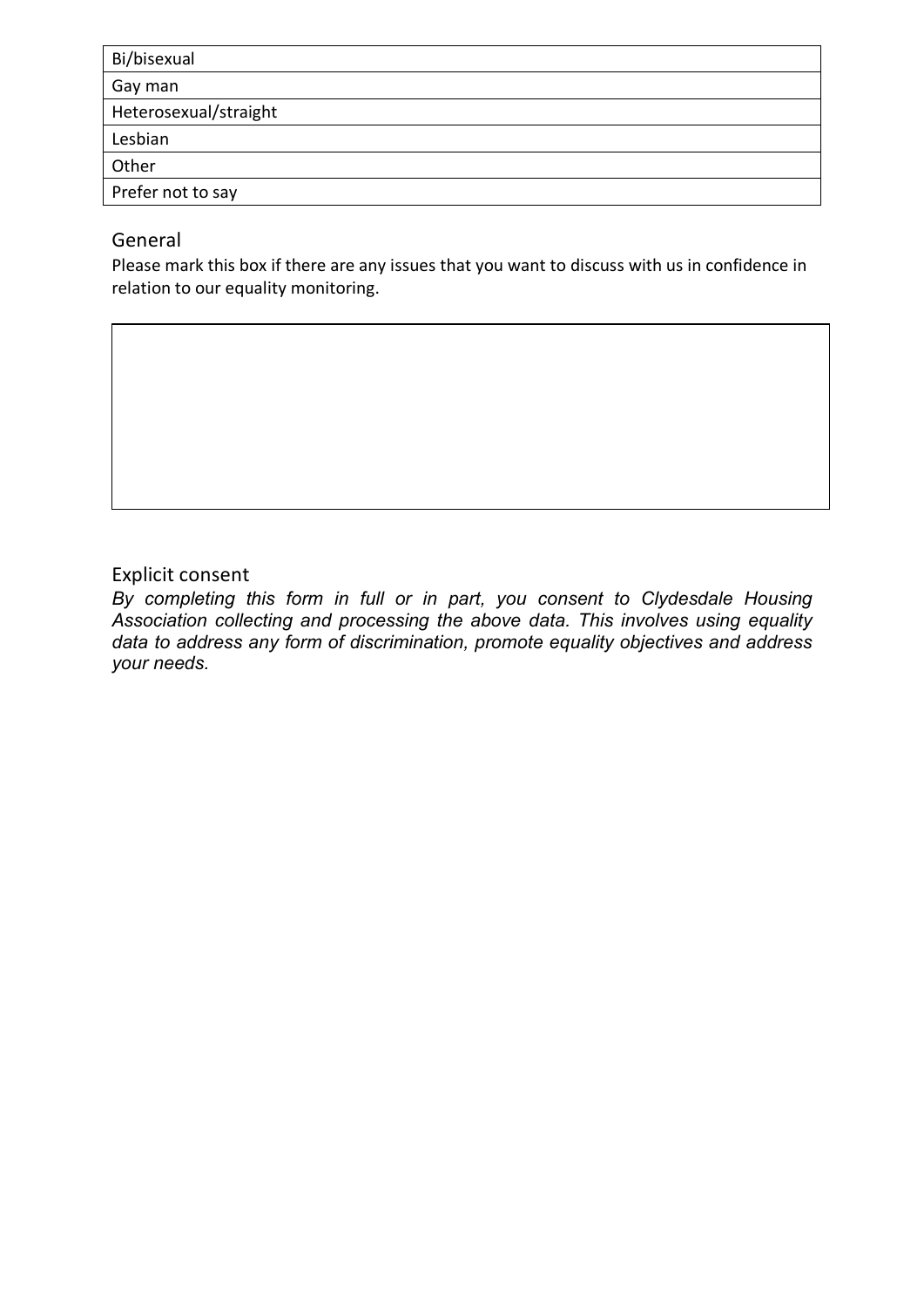| |
|---|
| Bi/bisexual |
| Gay man |
| Heterosexual/straight |
| Lesbian |
| Other |
| Prefer not to say |

## General

Please mark this box if there are any issues that you want to discuss with us in confidence in relation to our equality monitoring.

| |
|---|
| |

## Explicit consent

*By completing this form in full or in part, you consent to Clydesdale Housing Association collecting and processing the above data. This involves using equality data to address any form of discrimination, promote equality objectives and address your needs.*